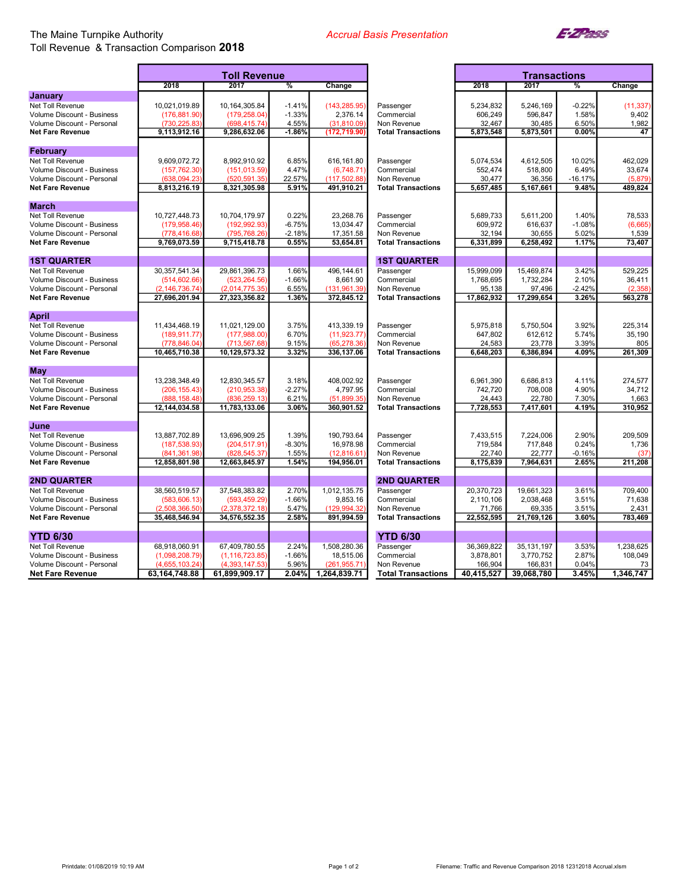The Maine Turnpike Authority

Toll Revenue & Transaction Comparison **2018**

*Accrual Basis Presentation*

E-ZPass

| | Toll Revenue | | | | | Transactions | | | |
|---|---|---|---|---|---|---|---|---|---|
| | 2018 | 2017 | % | Change | | 2018 | 2017 | % | Change |
| **January** | | | | | | | | | |
| Net Toll Revenue | 10,021,019.89 | 10,164,305.84 | -1.41% | (143,285.95) | Passenger | 5,234,832 | 5,246,169 | -0.22% | (11,337) |
| Volume Discount - Business | (176,881.90) | (179,258.04) | -1.33% | 2,376.14 | Commercial | 606,249 | 596,847 | 1.58% | 9,402 |
| Volume Discount - Personal | (730,225.83) | (698,415.74) | 4.55% | (31,810.09) | Non Revenue | 32,467 | 30,485 | 6.50% | 1,982 |
| **Net Fare Revenue** | **9,113,912.16** | **9,286,632.06** | **-1.86%** | **(172,719.90)** | **Total Transactions** | **5,873,548** | **5,873,501** | **0.00%** | **47** |
| **February** | | | | | | | | | |
| Net Toll Revenue | 9,609,072.72 | 8,992,910.92 | 6.85% | 616,161.80 | Passenger | 5,074,534 | 4,612,505 | 10.02% | 462,029 |
| Volume Discount - Business | (157,762.30) | (151,013.59) | 4.47% | (6,748.71) | Commercial | 552,474 | 518,800 | 6.49% | 33,674 |
| Volume Discount - Personal | (638,094.23) | (520,591.35) | 22.57% | (117,502.88) | Non Revenue | 30,477 | 36,356 | -16.17% | (5,879) |
| **Net Fare Revenue** | **8,813,216.19** | **8,321,305.98** | **5.91%** | **491,910.21** | **Total Transactions** | **5,657,485** | **5,167,661** | **9.48%** | **489,824** |
| **March** | | | | | | | | | |
| Net Toll Revenue | 10,727,448.73 | 10,704,179.97 | 0.22% | 23,268.76 | Passenger | 5,689,733 | 5,611,200 | 1.40% | 78,533 |
| Volume Discount - Business | (179,958.46) | (192,992.93) | -6.75% | 13,034.47 | Commercial | 609,972 | 616,637 | -1.08% | (6,665) |
| Volume Discount - Personal | (778,416.68) | (795,768.26) | -2.18% | 17,351.58 | Non Revenue | 32,194 | 30,655 | 5.02% | 1,539 |
| **Net Fare Revenue** | **9,769,073.59** | **9,715,418.78** | **0.55%** | **53,654.81** | **Total Transactions** | **6,331,899** | **6,258,492** | **1.17%** | **73,407** |
| **1ST QUARTER** | | | | | **1ST QUARTER** | | | | |
| Net Toll Revenue | 30,357,541.34 | 29,861,396.73 | 1.66% | 496,144.61 | Passenger | 15,999,099 | 15,469,874 | 3.42% | 529,225 |
| Volume Discount - Business | (514,602.66) | (523,264.56) | -1.66% | 8,661.90 | Commercial | 1,768,695 | 1,732,284 | 2.10% | 36,411 |
| Volume Discount - Personal | (2,146,736.74) | (2,014,775.35) | 6.55% | (131,961.39) | Non Revenue | 95,138 | 97,496 | -2.42% | (2,358) |
| **Net Fare Revenue** | **27,696,201.94** | **27,323,356.82** | **1.36%** | **372,845.12** | **Total Transactions** | **17,862,932** | **17,299,654** | **3.26%** | **563,278** |
| **April** | | | | | | | | | |
| Net Toll Revenue | 11,434,468.19 | 11,021,129.00 | 3.75% | 413,339.19 | Passenger | 5,975,818 | 5,750,504 | 3.92% | 225,314 |
| Volume Discount - Business | (189,911.77) | (177,988.00) | 6.70% | (11,923.77) | Commercial | 647,802 | 612,612 | 5.74% | 35,190 |
| Volume Discount - Personal | (778,846.04) | (713,567.68) | 9.15% | (65,278.36) | Non Revenue | 24,583 | 23,778 | 3.39% | 805 |
| **Net Fare Revenue** | **10,465,710.38** | **10,129,573.32** | **3.32%** | **336,137.06** | **Total Transactions** | **6,648,203** | **6,386,894** | **4.09%** | **261,309** |
| **May** | | | | | | | | | |
| Net Toll Revenue | 13,238,348.49 | 12,830,345.57 | 3.18% | 408,002.92 | Passenger | 6,961,390 | 6,686,813 | 4.11% | 274,577 |
| Volume Discount - Business | (206,155.43) | (210,953.38) | -2.27% | 4,797.95 | Commercial | 742,720 | 708,008 | 4.90% | 34,712 |
| Volume Discount - Personal | (888,158.48) | (836,259.13) | 6.21% | (51,899.35) | Non Revenue | 24,443 | 22,780 | 7.30% | 1,663 |
| **Net Fare Revenue** | **12,144,034.58** | **11,783,133.06** | **3.06%** | **360,901.52** | **Total Transactions** | **7,728,553** | **7,417,601** | **4.19%** | **310,952** |
| **June** | | | | | | | | | |
| Net Toll Revenue | 13,887,702.89 | 13,696,909.25 | 1.39% | 190,793.64 | Passenger | 7,433,515 | 7,224,006 | 2.90% | 209,509 |
| Volume Discount - Business | (187,538.93) | (204,517.91) | -8.30% | 16,978.98 | Commercial | 719,584 | 717,848 | 0.24% | 1,736 |
| Volume Discount - Personal | (841,361.98) | (828,545.37) | 1.55% | (12,816.61) | Non Revenue | 22,740 | 22,777 | -0.16% | (37) |
| **Net Fare Revenue** | **12,858,801.98** | **12,663,845.97** | **1.54%** | **194,956.01** | **Total Transactions** | **8,175,839** | **7,964,631** | **2.65%** | **211,208** |
| **2ND QUARTER** | | | | | **2ND QUARTER** | | | | |
| Net Toll Revenue | 38,560,519.57 | 37,548,383.82 | 2.70% | 1,012,135.75 | Passenger | 20,370,723 | 19,661,323 | 3.61% | 709,400 |
| Volume Discount - Business | (583,606.13) | (593,459.29) | -1.66% | 9,853.16 | Commercial | 2,110,106 | 2,038,468 | 3.51% | 71,638 |
| Volume Discount - Personal | (2,508,366.50) | (2,378,372.18) | 5.47% | (129,994.32) | Non Revenue | 71,766 | 69,335 | 3.51% | 2,431 |
| **Net Fare Revenue** | **35,468,546.94** | **34,576,552.35** | **2.58%** | **891,994.59** | **Total Transactions** | **22,552,595** | **21,769,126** | **3.60%** | **783,469** |
| **YTD 6/30** | | | | | **YTD 6/30** | | | | |
| Net Toll Revenue | 68,918,060.91 | 67,409,780.55 | 2.24% | 1,508,280.36 | Passenger | 36,369,822 | 35,131,197 | 3.53% | 1,238,625 |
| Volume Discount - Business | (1,098,208.79) | (1,116,723.85) | -1.66% | 18,515.06 | Commercial | 3,878,801 | 3,770,752 | 2.87% | 108,049 |
| Volume Discount - Personal | (4,655,103.24) | (4,393,147.53) | 5.96% | (261,955.71) | Non Revenue | 166,904 | 166,831 | 0.04% | 73 |
| **Net Fare Revenue** | **63,164,748.88** | **61,899,909.17** | **2.04%** | **1,264,839.71** | **Total Transactions** | **40,415,527** | **39,068,780** | **3.45%** | **1,346,747** |

Printdate: 01/08/2019 10:19 AM

Filename: Traffic and Revenue Comparison 2018 12312018 Accrual.xlsm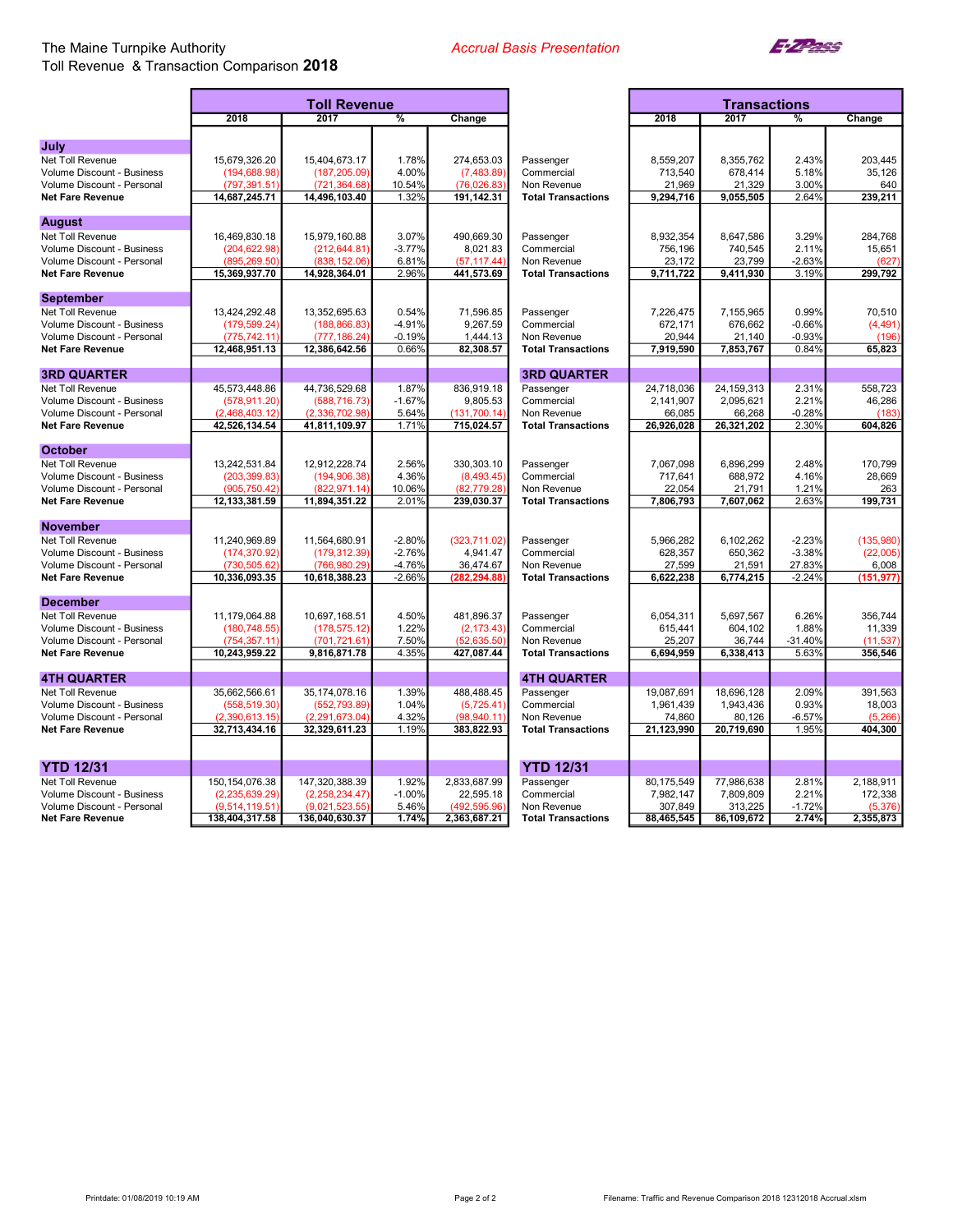The Maine Turnpike Authority

Toll Revenue & Transaction Comparison **2018**

*Accrual Basis Presentation*

| | Toll Revenue 2018 | 2017 | % | Change | | Transactions 2018 | 2017 | % | Change |
|---|---|---|---|---|---|---|---|---|---|
| **July** | | | | | | | | | |
| Net Toll Revenue | 15,679,326.20 | 15,404,673.17 | 1.78% | 274,653.03 | Passenger | 8,559,207 | 8,355,762 | 2.43% | 203,445 |
| Volume Discount - Business | (194,688.98) | (187,205.09) | 4.00% | (7,483.89) | Commercial | 713,540 | 678,414 | 5.18% | 35,126 |
| Volume Discount - Personal | (797,391.51) | (721,364.68) | 10.54% | (76,026.83) | Non Revenue | 21,969 | 21,329 | 3.00% | 640 |
| **Net Fare Revenue** | **14,687,245.71** | **14,496,103.40** | **1.32%** | **191,142.31** | **Total Transactions** | **9,294,716** | **9,055,505** | **2.64%** | **239,211** |
| **August** | | | | | | | | | |
| Net Toll Revenue | 16,469,830.18 | 15,979,160.88 | 3.07% | 490,669.30 | Passenger | 8,932,354 | 8,647,586 | 3.29% | 284,768 |
| Volume Discount - Business | (204,622.98) | (212,644.81) | -3.77% | 8,021.83 | Commercial | 756,196 | 740,545 | 2.11% | 15,651 |
| Volume Discount - Personal | (895,269.50) | (838,152.06) | 6.81% | (57,117.44) | Non Revenue | 23,172 | 23,799 | -2.63% | (627) |
| **Net Fare Revenue** | **15,369,937.70** | **14,928,364.01** | **2.96%** | **441,573.69** | **Total Transactions** | **9,711,722** | **9,411,930** | **3.19%** | **299,792** |
| **September** | | | | | | | | | |
| Net Toll Revenue | 13,424,292.48 | 13,352,695.63 | 0.54% | 71,596.85 | Passenger | 7,226,475 | 7,155,965 | 0.99% | 70,510 |
| Volume Discount - Business | (179,599.24) | (188,866.83) | -4.91% | 9,267.59 | Commercial | 672,171 | 676,662 | -0.66% | (4,491) |
| Volume Discount - Personal | (775,742.11) | (777,186.24) | -0.19% | 1,444.13 | Non Revenue | 20,944 | 21,140 | -0.93% | (196) |
| **Net Fare Revenue** | **12,468,951.13** | **12,386,642.56** | **0.66%** | **82,308.57** | **Total Transactions** | **7,919,590** | **7,853,767** | **0.84%** | **65,823** |
| **3RD QUARTER** | | | | | **3RD QUARTER** | | | | |
| Net Toll Revenue | 45,573,448.86 | 44,736,529.68 | 1.87% | 836,919.18 | Passenger | 24,718,036 | 24,159,313 | 2.31% | 558,723 |
| Volume Discount - Business | (578,911.20) | (588,716.73) | -1.67% | 9,805.53 | Commercial | 2,141,907 | 2,095,621 | 2.21% | 46,286 |
| Volume Discount - Personal | (2,468,403.12) | (2,336,702.98) | 5.64% | (131,700.14) | Non Revenue | 66,085 | 66,268 | -0.28% | (183) |
| **Net Fare Revenue** | **42,526,134.54** | **41,811,109.97** | **1.71%** | **715,024.57** | **Total Transactions** | **26,926,028** | **26,321,202** | **2.30%** | **604,826** |
| **October** | | | | | | | | | |
| Net Toll Revenue | 13,242,531.84 | 12,912,228.74 | 2.56% | 330,303.10 | Passenger | 7,067,098 | 6,896,299 | 2.48% | 170,799 |
| Volume Discount - Business | (203,399.83) | (194,906.38) | 4.36% | (8,493.45) | Commercial | 717,641 | 688,972 | 4.16% | 28,669 |
| Volume Discount - Personal | (905,750.42) | (822,971.14) | 10.06% | (82,779.28) | Non Revenue | 22,054 | 21,791 | 1.21% | 263 |
| **Net Fare Revenue** | **12,133,381.59** | **11,894,351.22** | **2.01%** | **239,030.37** | **Total Transactions** | **7,806,793** | **7,607,062** | **2.63%** | **199,731** |
| **November** | | | | | | | | | |
| Net Toll Revenue | 11,240,969.89 | 11,564,680.91 | -2.80% | (323,711.02) | Passenger | 5,966,282 | 6,102,262 | -2.23% | (135,980) |
| Volume Discount - Business | (174,370.92) | (179,312.39) | -2.76% | 4,941.47 | Commercial | 628,357 | 650,362 | -3.38% | (22,005) |
| Volume Discount - Personal | (730,505.62) | (766,980.29) | -4.76% | 36,474.67 | Non Revenue | 27,599 | 21,591 | 27.83% | 6,008 |
| **Net Fare Revenue** | **10,336,093.35** | **10,618,388.23** | **-2.66%** | **(282,294.88)** | **Total Transactions** | **6,622,238** | **6,774,215** | **-2.24%** | **(151,977)** |
| **December** | | | | | | | | | |
| Net Toll Revenue | 11,179,064.88 | 10,697,168.51 | 4.50% | 481,896.37 | Passenger | 6,054,311 | 5,697,567 | 6.26% | 356,744 |
| Volume Discount - Business | (180,748.55) | (178,575.12) | 1.22% | (2,173.43) | Commercial | 615,441 | 604,102 | 1.88% | 11,339 |
| Volume Discount - Personal | (754,357.11) | (701,721.61) | 7.50% | (52,635.50) | Non Revenue | 25,207 | 36,744 | -31.40% | (11,537) |
| **Net Fare Revenue** | **10,243,959.22** | **9,816,871.78** | **4.35%** | **427,087.44** | **Total Transactions** | **6,694,959** | **6,338,413** | **5.63%** | **356,546** |
| **4TH QUARTER** | | | | | **4TH QUARTER** | | | | |
| Net Toll Revenue | 35,662,566.61 | 35,174,078.16 | 1.39% | 488,488.45 | Passenger | 19,087,691 | 18,696,128 | 2.09% | 391,563 |
| Volume Discount - Business | (558,519.30) | (552,793.89) | 1.04% | (5,725.41) | Commercial | 1,961,439 | 1,943,436 | 0.93% | 18,003 |
| Volume Discount - Personal | (2,390,613.15) | (2,291,673.04) | 4.32% | (98,940.11) | Non Revenue | 74,860 | 80,126 | -6.57% | (5,266) |
| **Net Fare Revenue** | **32,713,434.16** | **32,329,611.23** | **1.19%** | **383,822.93** | **Total Transactions** | **21,123,990** | **20,719,690** | **1.95%** | **404,300** |
| **YTD 12/31** | | | | | **YTD 12/31** | | | | |
| Net Toll Revenue | 150,154,076.38 | 147,320,388.39 | 1.92% | 2,833,687.99 | Passenger | 80,175,549 | 77,986,638 | 2.81% | 2,188,911 |
| Volume Discount - Business | (2,235,639.29) | (2,258,234.47) | -1.00% | 22,595.18 | Commercial | 7,982,147 | 7,809,809 | 2.21% | 172,338 |
| Volume Discount - Personal | (9,514,119.51) | (9,021,523.55) | 5.46% | (492,595.96) | Non Revenue | 307,849 | 313,225 | -1.72% | (5,376) |
| **Net Fare Revenue** | **138,404,317.58** | **136,040,630.37** | **1.74%** | **2,363,687.21** | **Total Transactions** | **88,465,545** | **86,109,672** | **2.74%** | **2,355,873** |

Printdate: 01/08/2019 10:19 AM

Filename: Traffic and Revenue Comparison 2018 12312018 Accrual.xlsm